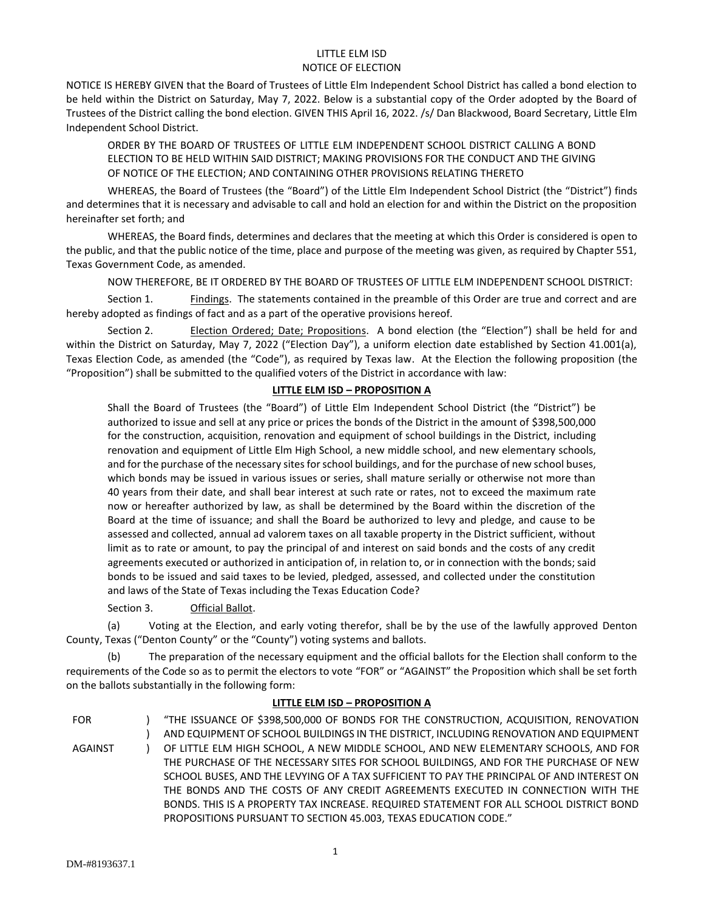LITTLE ELM ISD

NOTICE OF ELECTION

NOTICE IS HEREBY GIVEN that the Board of Trustees of Little Elm Independent School District has called a bond election to be held within the District on Saturday, May 7, 2022. Below is a substantial copy of the Order adopted by the Board of Trustees of the District calling the bond election. GIVEN THIS April 16, 2022. /s/ Dan Blackwood, Board Secretary, Little Elm Independent School District.

ORDER BY THE BOARD OF TRUSTEES OF LITTLE ELM INDEPENDENT SCHOOL DISTRICT CALLING A BOND ELECTION TO BE HELD WITHIN SAID DISTRICT; MAKING PROVISIONS FOR THE CONDUCT AND THE GIVING OF NOTICE OF THE ELECTION; AND CONTAINING OTHER PROVISIONS RELATING THERETO

WHEREAS, the Board of Trustees (the "Board") of the Little Elm Independent School District (the "District") finds and determines that it is necessary and advisable to call and hold an election for and within the District on the proposition hereinafter set forth; and

WHEREAS, the Board finds, determines and declares that the meeting at which this Order is considered is open to the public, and that the public notice of the time, place and purpose of the meeting was given, as required by Chapter 551, Texas Government Code, as amended.

NOW THEREFORE, BE IT ORDERED BY THE BOARD OF TRUSTEES OF LITTLE ELM INDEPENDENT SCHOOL DISTRICT:

Section 1. Findings. The statements contained in the preamble of this Order are true and correct and are hereby adopted as findings of fact and as a part of the operative provisions hereof.

Section 2. Election Ordered; Date; Propositions. A bond election (the "Election") shall be held for and within the District on Saturday, May 7, 2022 ("Election Day"), a uniform election date established by Section 41.001(a), Texas Election Code, as amended (the "Code"), as required by Texas law. At the Election the following proposition (the "Proposition") shall be submitted to the qualified voters of the District in accordance with law:

**LITTLE ELM ISD – PROPOSITION A**

Shall the Board of Trustees (the "Board") of Little Elm Independent School District (the "District") be authorized to issue and sell at any price or prices the bonds of the District in the amount of $398,500,000 for the construction, acquisition, renovation and equipment of school buildings in the District, including renovation and equipment of Little Elm High School, a new middle school, and new elementary schools, and for the purchase of the necessary sites for school buildings, and for the purchase of new school buses, which bonds may be issued in various issues or series, shall mature serially or otherwise not more than 40 years from their date, and shall bear interest at such rate or rates, not to exceed the maximum rate now or hereafter authorized by law, as shall be determined by the Board within the discretion of the Board at the time of issuance; and shall the Board be authorized to levy and pledge, and cause to be assessed and collected, annual ad valorem taxes on all taxable property in the District sufficient, without limit as to rate or amount, to pay the principal of and interest on said bonds and the costs of any credit agreements executed or authorized in anticipation of, in relation to, or in connection with the bonds; said bonds to be issued and said taxes to be levied, pledged, assessed, and collected under the constitution and laws of the State of Texas including the Texas Education Code?

Section 3. Official Ballot.

(a) Voting at the Election, and early voting therefor, shall be by the use of the lawfully approved Denton County, Texas ("Denton County" or the "County") voting systems and ballots.

(b) The preparation of the necessary equipment and the official ballots for the Election shall conform to the requirements of the Code so as to permit the electors to vote "FOR" or "AGAINST" the Proposition which shall be set forth on the ballots substantially in the following form:

**LITTLE ELM ISD – PROPOSITION A**

FOR )
)
AGAINST )

"THE ISSUANCE OF $398,500,000 OF BONDS FOR THE CONSTRUCTION, ACQUISITION, RENOVATION AND EQUIPMENT OF SCHOOL BUILDINGS IN THE DISTRICT, INCLUDING RENOVATION AND EQUIPMENT OF LITTLE ELM HIGH SCHOOL, A NEW MIDDLE SCHOOL, AND NEW ELEMENTARY SCHOOLS, AND FOR THE PURCHASE OF THE NECESSARY SITES FOR SCHOOL BUILDINGS, AND FOR THE PURCHASE OF NEW SCHOOL BUSES, AND THE LEVYING OF A TAX SUFFICIENT TO PAY THE PRINCIPAL OF AND INTEREST ON THE BONDS AND THE COSTS OF ANY CREDIT AGREEMENTS EXECUTED IN CONNECTION WITH THE BONDS. THIS IS A PROPERTY TAX INCREASE. REQUIRED STATEMENT FOR ALL SCHOOL DISTRICT BOND PROPOSITIONS PURSUANT TO SECTION 45.003, TEXAS EDUCATION CODE."

DM-#8193637.1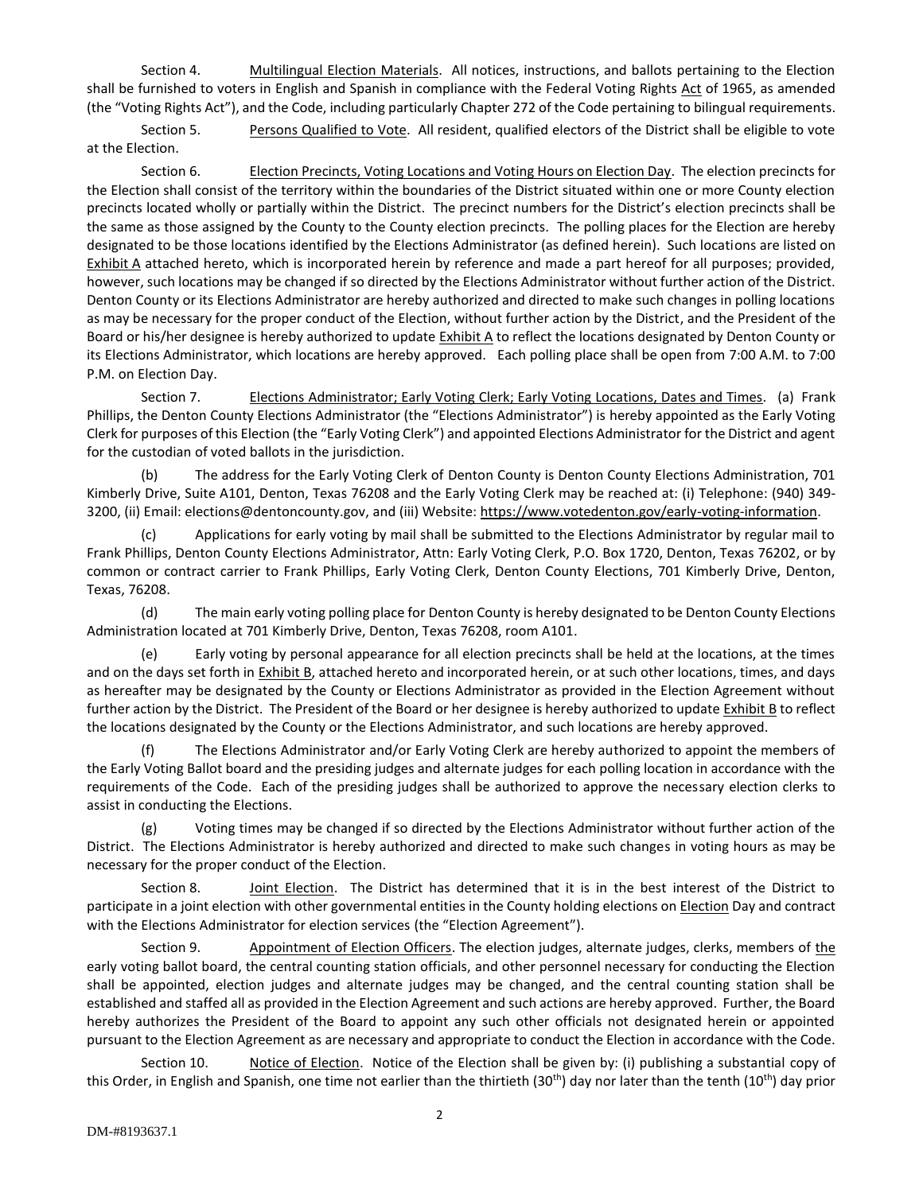Section 4. Multilingual Election Materials. All notices, instructions, and ballots pertaining to the Election shall be furnished to voters in English and Spanish in compliance with the Federal Voting Rights Act of 1965, as amended (the "Voting Rights Act"), and the Code, including particularly Chapter 272 of the Code pertaining to bilingual requirements.

Section 5. Persons Qualified to Vote. All resident, qualified electors of the District shall be eligible to vote at the Election.

Section 6. Election Precincts, Voting Locations and Voting Hours on Election Day. The election precincts for the Election shall consist of the territory within the boundaries of the District situated within one or more County election precincts located wholly or partially within the District. The precinct numbers for the District's election precincts shall be the same as those assigned by the County to the County election precincts. The polling places for the Election are hereby designated to be those locations identified by the Elections Administrator (as defined herein). Such locations are listed on Exhibit A attached hereto, which is incorporated herein by reference and made a part hereof for all purposes; provided, however, such locations may be changed if so directed by the Elections Administrator without further action of the District. Denton County or its Elections Administrator are hereby authorized and directed to make such changes in polling locations as may be necessary for the proper conduct of the Election, without further action by the District, and the President of the Board or his/her designee is hereby authorized to update Exhibit A to reflect the locations designated by Denton County or its Elections Administrator, which locations are hereby approved. Each polling place shall be open from 7:00 A.M. to 7:00 P.M. on Election Day.

Section 7. Elections Administrator; Early Voting Clerk; Early Voting Locations, Dates and Times. (a) Frank Phillips, the Denton County Elections Administrator (the "Elections Administrator") is hereby appointed as the Early Voting Clerk for purposes of this Election (the "Early Voting Clerk") and appointed Elections Administrator for the District and agent for the custodian of voted ballots in the jurisdiction.

(b) The address for the Early Voting Clerk of Denton County is Denton County Elections Administration, 701 Kimberly Drive, Suite A101, Denton, Texas 76208 and the Early Voting Clerk may be reached at: (i) Telephone: (940) 349-3200, (ii) Email: elections@dentoncounty.gov, and (iii) Website: https://www.votedenton.gov/early-voting-information.

(c) Applications for early voting by mail shall be submitted to the Elections Administrator by regular mail to Frank Phillips, Denton County Elections Administrator, Attn: Early Voting Clerk, P.O. Box 1720, Denton, Texas 76202, or by common or contract carrier to Frank Phillips, Early Voting Clerk, Denton County Elections, 701 Kimberly Drive, Denton, Texas, 76208.

(d) The main early voting polling place for Denton County is hereby designated to be Denton County Elections Administration located at 701 Kimberly Drive, Denton, Texas 76208, room A101.

(e) Early voting by personal appearance for all election precincts shall be held at the locations, at the times and on the days set forth in Exhibit B, attached hereto and incorporated herein, or at such other locations, times, and days as hereafter may be designated by the County or Elections Administrator as provided in the Election Agreement without further action by the District. The President of the Board or her designee is hereby authorized to update Exhibit B to reflect the locations designated by the County or the Elections Administrator, and such locations are hereby approved.

(f) The Elections Administrator and/or Early Voting Clerk are hereby authorized to appoint the members of the Early Voting Ballot board and the presiding judges and alternate judges for each polling location in accordance with the requirements of the Code. Each of the presiding judges shall be authorized to approve the necessary election clerks to assist in conducting the Elections.

(g) Voting times may be changed if so directed by the Elections Administrator without further action of the District. The Elections Administrator is hereby authorized and directed to make such changes in voting hours as may be necessary for the proper conduct of the Election.

Section 8. Joint Election. The District has determined that it is in the best interest of the District to participate in a joint election with other governmental entities in the County holding elections on Election Day and contract with the Elections Administrator for election services (the "Election Agreement").

Section 9. Appointment of Election Officers. The election judges, alternate judges, clerks, members of the early voting ballot board, the central counting station officials, and other personnel necessary for conducting the Election shall be appointed, election judges and alternate judges may be changed, and the central counting station shall be established and staffed all as provided in the Election Agreement and such actions are hereby approved. Further, the Board hereby authorizes the President of the Board to appoint any such other officials not designated herein or appointed pursuant to the Election Agreement as are necessary and appropriate to conduct the Election in accordance with the Code.

Section 10. Notice of Election. Notice of the Election shall be given by: (i) publishing a substantial copy of this Order, in English and Spanish, one time not earlier than the thirtieth (30th) day nor later than the tenth (10th) day prior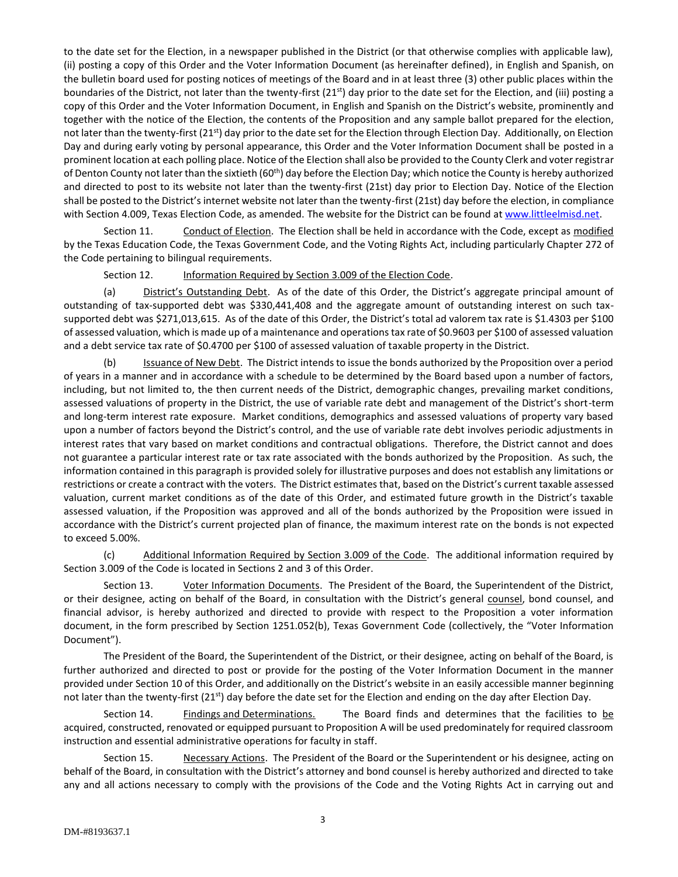to the date set for the Election, in a newspaper published in the District (or that otherwise complies with applicable law), (ii) posting a copy of this Order and the Voter Information Document (as hereinafter defined), in English and Spanish, on the bulletin board used for posting notices of meetings of the Board and in at least three (3) other public places within the boundaries of the District, not later than the twenty-first (21st) day prior to the date set for the Election, and (iii) posting a copy of this Order and the Voter Information Document, in English and Spanish on the District's website, prominently and together with the notice of the Election, the contents of the Proposition and any sample ballot prepared for the election, not later than the twenty-first (21st) day prior to the date set for the Election through Election Day. Additionally, on Election Day and during early voting by personal appearance, this Order and the Voter Information Document shall be posted in a prominent location at each polling place. Notice of the Election shall also be provided to the County Clerk and voter registrar of Denton County not later than the sixtieth (60th) day before the Election Day; which notice the County is hereby authorized and directed to post to its website not later than the twenty-first (21st) day prior to Election Day. Notice of the Election shall be posted to the District's internet website not later than the twenty-first (21st) day before the election, in compliance with Section 4.009, Texas Election Code, as amended. The website for the District can be found at www.littleelmisd.net.

Section 11. Conduct of Election. The Election shall be held in accordance with the Code, except as modified by the Texas Education Code, the Texas Government Code, and the Voting Rights Act, including particularly Chapter 272 of the Code pertaining to bilingual requirements.

Section 12. Information Required by Section 3.009 of the Election Code.

(a) District's Outstanding Debt. As of the date of this Order, the District's aggregate principal amount of outstanding of tax-supported debt was $330,441,408 and the aggregate amount of outstanding interest on such tax-supported debt was $271,013,615. As of the date of this Order, the District's total ad valorem tax rate is $1.4303 per $100 of assessed valuation, which is made up of a maintenance and operations tax rate of $0.9603 per $100 of assessed valuation and a debt service tax rate of $0.4700 per $100 of assessed valuation of taxable property in the District.

(b) Issuance of New Debt. The District intends to issue the bonds authorized by the Proposition over a period of years in a manner and in accordance with a schedule to be determined by the Board based upon a number of factors, including, but not limited to, the then current needs of the District, demographic changes, prevailing market conditions, assessed valuations of property in the District, the use of variable rate debt and management of the District's short-term and long-term interest rate exposure. Market conditions, demographics and assessed valuations of property vary based upon a number of factors beyond the District's control, and the use of variable rate debt involves periodic adjustments in interest rates that vary based on market conditions and contractual obligations. Therefore, the District cannot and does not guarantee a particular interest rate or tax rate associated with the bonds authorized by the Proposition. As such, the information contained in this paragraph is provided solely for illustrative purposes and does not establish any limitations or restrictions or create a contract with the voters. The District estimates that, based on the District's current taxable assessed valuation, current market conditions as of the date of this Order, and estimated future growth in the District's taxable assessed valuation, if the Proposition was approved and all of the bonds authorized by the Proposition were issued in accordance with the District's current projected plan of finance, the maximum interest rate on the bonds is not expected to exceed 5.00%.

(c) Additional Information Required by Section 3.009 of the Code. The additional information required by Section 3.009 of the Code is located in Sections 2 and 3 of this Order.

Section 13. Voter Information Documents. The President of the Board, the Superintendent of the District, or their designee, acting on behalf of the Board, in consultation with the District's general counsel, bond counsel, and financial advisor, is hereby authorized and directed to provide with respect to the Proposition a voter information document, in the form prescribed by Section 1251.052(b), Texas Government Code (collectively, the "Voter Information Document").

The President of the Board, the Superintendent of the District, or their designee, acting on behalf of the Board, is further authorized and directed to post or provide for the posting of the Voter Information Document in the manner provided under Section 10 of this Order, and additionally on the District's website in an easily accessible manner beginning not later than the twenty-first (21st) day before the date set for the Election and ending on the day after Election Day.

Section 14. Findings and Determinations. The Board finds and determines that the facilities to be acquired, constructed, renovated or equipped pursuant to Proposition A will be used predominately for required classroom instruction and essential administrative operations for faculty in staff.

Section 15. Necessary Actions. The President of the Board or the Superintendent or his designee, acting on behalf of the Board, in consultation with the District's attorney and bond counsel is hereby authorized and directed to take any and all actions necessary to comply with the provisions of the Code and the Voting Rights Act in carrying out and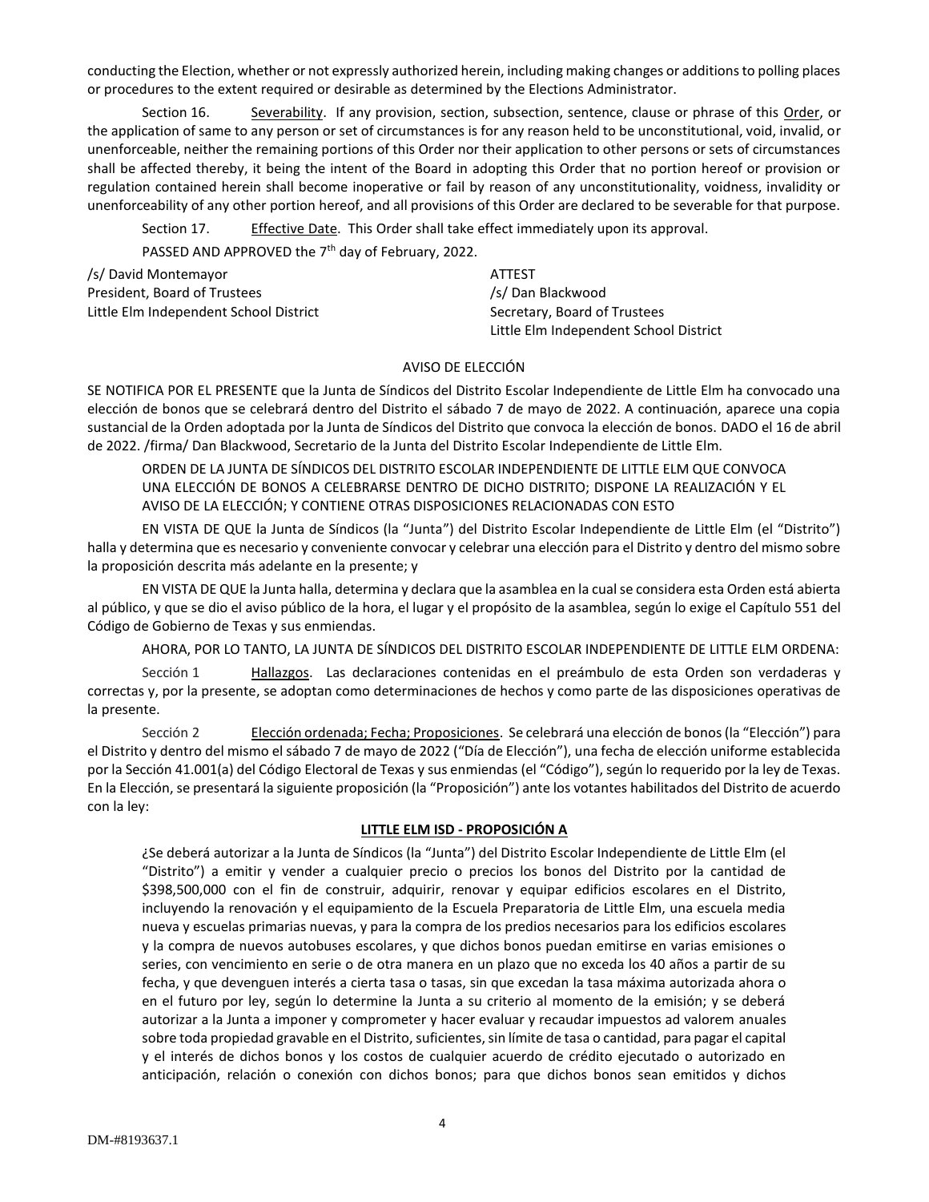conducting the Election, whether or not expressly authorized herein, including making changes or additions to polling places or procedures to the extent required or desirable as determined by the Elections Administrator.

Section 16. Severability. If any provision, section, subsection, sentence, clause or phrase of this Order, or the application of same to any person or set of circumstances is for any reason held to be unconstitutional, void, invalid, or unenforceable, neither the remaining portions of this Order nor their application to other persons or sets of circumstances shall be affected thereby, it being the intent of the Board in adopting this Order that no portion hereof or provision or regulation contained herein shall become inoperative or fail by reason of any unconstitutionality, voidness, invalidity or unenforceability of any other portion hereof, and all provisions of this Order are declared to be severable for that purpose.

Section 17. Effective Date. This Order shall take effect immediately upon its approval.

PASSED AND APPROVED the 7th day of February, 2022.

/s/ David Montemayor
President, Board of Trustees
Little Elm Independent School District

ATTEST
/s/ Dan Blackwood
Secretary, Board of Trustees
Little Elm Independent School District

AVISO DE ELECCIÓN

SE NOTIFICA POR EL PRESENTE que la Junta de Síndicos del Distrito Escolar Independiente de Little Elm ha convocado una elección de bonos que se celebrará dentro del Distrito el sábado 7 de mayo de 2022. A continuación, aparece una copia sustancial de la Orden adoptada por la Junta de Síndicos del Distrito que convoca la elección de bonos. DADO el 16 de abril de 2022. /firma/ Dan Blackwood, Secretario de la Junta del Distrito Escolar Independiente de Little Elm.

ORDEN DE LA JUNTA DE SÍNDICOS DEL DISTRITO ESCOLAR INDEPENDIENTE DE LITTLE ELM QUE CONVOCA UNA ELECCIÓN DE BONOS A CELEBRARSE DENTRO DE DICHO DISTRITO; DISPONE LA REALIZACIÓN Y EL AVISO DE LA ELECCIÓN; Y CONTIENE OTRAS DISPOSICIONES RELACIONADAS CON ESTO

EN VISTA DE QUE la Junta de Síndicos (la "Junta") del Distrito Escolar Independiente de Little Elm (el "Distrito") halla y determina que es necesario y conveniente convocar y celebrar una elección para el Distrito y dentro del mismo sobre la proposición descrita más adelante en la presente; y

EN VISTA DE QUE la Junta halla, determina y declara que la asamblea en la cual se considera esta Orden está abierta al público, y que se dio el aviso público de la hora, el lugar y el propósito de la asamblea, según lo exige el Capítulo 551 del Código de Gobierno de Texas y sus enmiendas.

AHORA, POR LO TANTO, LA JUNTA DE SÍNDICOS DEL DISTRITO ESCOLAR INDEPENDIENTE DE LITTLE ELM ORDENA:

Sección 1 Hallazgos. Las declaraciones contenidas en el preámbulo de esta Orden son verdaderas y correctas y, por la presente, se adoptan como determinaciones de hechos y como parte de las disposiciones operativas de la presente.

Sección 2 Elección ordenada; Fecha; Proposiciones. Se celebrará una elección de bonos (la "Elección") para el Distrito y dentro del mismo el sábado 7 de mayo de 2022 ("Día de Elección"), una fecha de elección uniforme establecida por la Sección 41.001(a) del Código Electoral de Texas y sus enmiendas (el "Código"), según lo requerido por la ley de Texas. En la Elección, se presentará la siguiente proposición (la "Proposición") ante los votantes habilitados del Distrito de acuerdo con la ley:

**LITTLE ELM ISD - PROPOSICIÓN A**

¿Se deberá autorizar a la Junta de Síndicos (la "Junta") del Distrito Escolar Independiente de Little Elm (el "Distrito") a emitir y vender a cualquier precio o precios los bonos del Distrito por la cantidad de $398,500,000 con el fin de construir, adquirir, renovar y equipar edificios escolares en el Distrito, incluyendo la renovación y el equipamiento de la Escuela Preparatoria de Little Elm, una escuela media nueva y escuelas primarias nuevas, y para la compra de los predios necesarios para los edificios escolares y la compra de nuevos autobuses escolares, y que dichos bonos puedan emitirse en varias emisiones o series, con vencimiento en serie o de otra manera en un plazo que no exceda los 40 años a partir de su fecha, y que devenguen interés a cierta tasa o tasas, sin que excedan la tasa máxima autorizada ahora o en el futuro por ley, según lo determine la Junta a su criterio al momento de la emisión; y se deberá autorizar a la Junta a imponer y comprometer y hacer evaluar y recaudar impuestos ad valorem anuales sobre toda propiedad gravable en el Distrito, suficientes, sin límite de tasa o cantidad, para pagar el capital y el interés de dichos bonos y los costos de cualquier acuerdo de crédito ejecutado o autorizado en anticipación, relación o conexión con dichos bonos; para que dichos bonos sean emitidos y dichos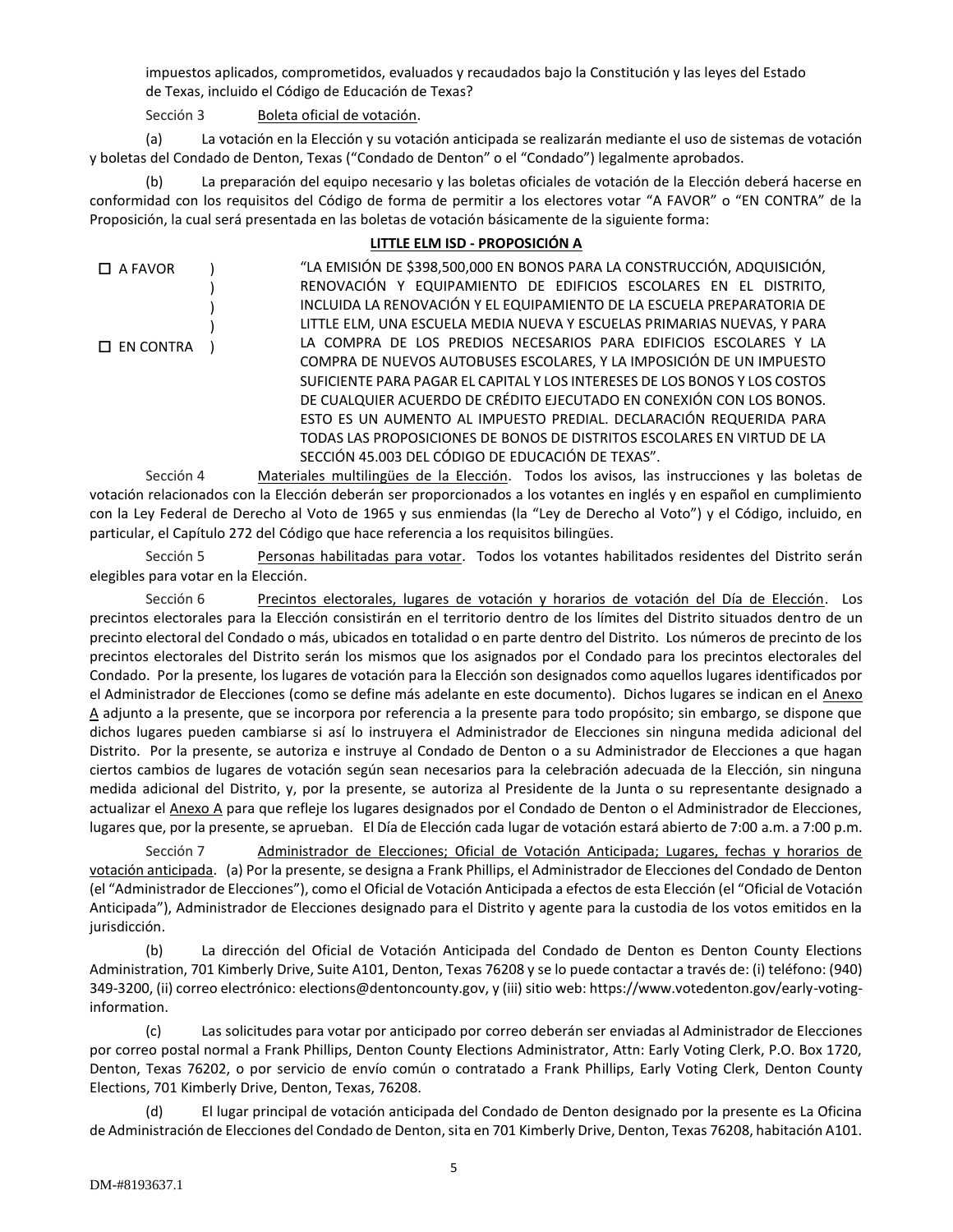impuestos aplicados, comprometidos, evaluados y recaudados bajo la Constitución y las leyes del Estado de Texas, incluido el Código de Educación de Texas?

Sección 3 Boleta oficial de votación.

(a) La votación en la Elección y su votación anticipada se realizarán mediante el uso de sistemas de votación y boletas del Condado de Denton, Texas ("Condado de Denton" o el "Condado") legalmente aprobados.

(b) La preparación del equipo necesario y las boletas oficiales de votación de la Elección deberá hacerse en conformidad con los requisitos del Código de forma de permitir a los electores votar "A FAVOR" o "EN CONTRA" de la Proposición, la cual será presentada en las boletas de votación básicamente de la siguiente forma:

**LITTLE ELM ISD - PROPOSICIÓN A**

| | |
|---|---|
| ☐ A FAVOR )<br>)<br>)<br>)<br>☐ EN CONTRA ) | "LA EMISIÓN DE $398,500,000 EN BONOS PARA LA CONSTRUCCIÓN, ADQUISICIÓN, RENOVACIÓN Y EQUIPAMIENTO DE EDIFICIOS ESCOLARES EN EL DISTRITO, INCLUIDA LA RENOVACIÓN Y EL EQUIPAMIENTO DE LA ESCUELA PREPARATORIA DE LITTLE ELM, UNA ESCUELA MEDIA NUEVA Y ESCUELAS PRIMARIAS NUEVAS, Y PARA LA COMPRA DE LOS PREDIOS NECESARIOS PARA EDIFICIOS ESCOLARES Y LA COMPRA DE NUEVOS AUTOBUSES ESCOLARES, Y LA IMPOSICIÓN DE UN IMPUESTO SUFICIENTE PARA PAGAR EL CAPITAL Y LOS INTERESES DE LOS BONOS Y LOS COSTOS DE CUALQUIER ACUERDO DE CRÉDITO EJECUTADO EN CONEXIÓN CON LOS BONOS. ESTO ES UN AUMENTO AL IMPUESTO PREDIAL. DECLARACIÓN REQUERIDA PARA TODAS LAS PROPOSICIONES DE BONOS DE DISTRITOS ESCOLARES EN VIRTUD DE LA SECCIÓN 45.003 DEL CÓDIGO DE EDUCACIÓN DE TEXAS". |

Sección 4 Materiales multilingües de la Elección. Todos los avisos, las instrucciones y las boletas de votación relacionados con la Elección deberán ser proporcionados a los votantes en inglés y en español en cumplimiento con la Ley Federal de Derecho al Voto de 1965 y sus enmiendas (la "Ley de Derecho al Voto") y el Código, incluido, en particular, el Capítulo 272 del Código que hace referencia a los requisitos bilingües.

Sección 5 Personas habilitadas para votar. Todos los votantes habilitados residentes del Distrito serán elegibles para votar en la Elección.

Sección 6 Precintos electorales, lugares de votación y horarios de votación del Día de Elección. Los precintos electorales para la Elección consistirán en el territorio dentro de los límites del Distrito situados dentro de un precinto electoral del Condado o más, ubicados en totalidad o en parte dentro del Distrito. Los números de precinto de los precintos electorales del Distrito serán los mismos que los asignados por el Condado para los precintos electorales del Condado. Por la presente, los lugares de votación para la Elección son designados como aquellos lugares identificados por el Administrador de Elecciones (como se define más adelante en este documento). Dichos lugares se indican en el Anexo A adjunto a la presente, que se incorpora por referencia a la presente para todo propósito; sin embargo, se dispone que dichos lugares pueden cambiarse si así lo instruyera el Administrador de Elecciones sin ninguna medida adicional del Distrito. Por la presente, se autoriza e instruye al Condado de Denton o a su Administrador de Elecciones a que hagan ciertos cambios de lugares de votación según sean necesarios para la celebración adecuada de la Elección, sin ninguna medida adicional del Distrito, y, por la presente, se autoriza al Presidente de la Junta o su representante designado a actualizar el Anexo A para que refleje los lugares designados por el Condado de Denton o el Administrador de Elecciones, lugares que, por la presente, se aprueban. El Día de Elección cada lugar de votación estará abierto de 7:00 a.m. a 7:00 p.m.

Sección 7 Administrador de Elecciones; Oficial de Votación Anticipada; Lugares, fechas y horarios de votación anticipada. (a) Por la presente, se designa a Frank Phillips, el Administrador de Elecciones del Condado de Denton (el "Administrador de Elecciones"), como el Oficial de Votación Anticipada a efectos de esta Elección (el "Oficial de Votación Anticipada"), Administrador de Elecciones designado para el Distrito y agente para la custodia de los votos emitidos en la jurisdicción.

(b) La dirección del Oficial de Votación Anticipada del Condado de Denton es Denton County Elections Administration, 701 Kimberly Drive, Suite A101, Denton, Texas 76208 y se lo puede contactar a través de: (i) teléfono: (940) 349-3200, (ii) correo electrónico: elections@dentoncounty.gov, y (iii) sitio web: https://www.votedenton.gov/early-voting-information.

(c) Las solicitudes para votar por anticipado por correo deberán ser enviadas al Administrador de Elecciones por correo postal normal a Frank Phillips, Denton County Elections Administrator, Attn: Early Voting Clerk, P.O. Box 1720, Denton, Texas 76202, o por servicio de envío común o contratado a Frank Phillips, Early Voting Clerk, Denton County Elections, 701 Kimberly Drive, Denton, Texas, 76208.

(d) El lugar principal de votación anticipada del Condado de Denton designado por la presente es La Oficina de Administración de Elecciones del Condado de Denton, sita en 701 Kimberly Drive, Denton, Texas 76208, habitación A101.

DM-#8193637.1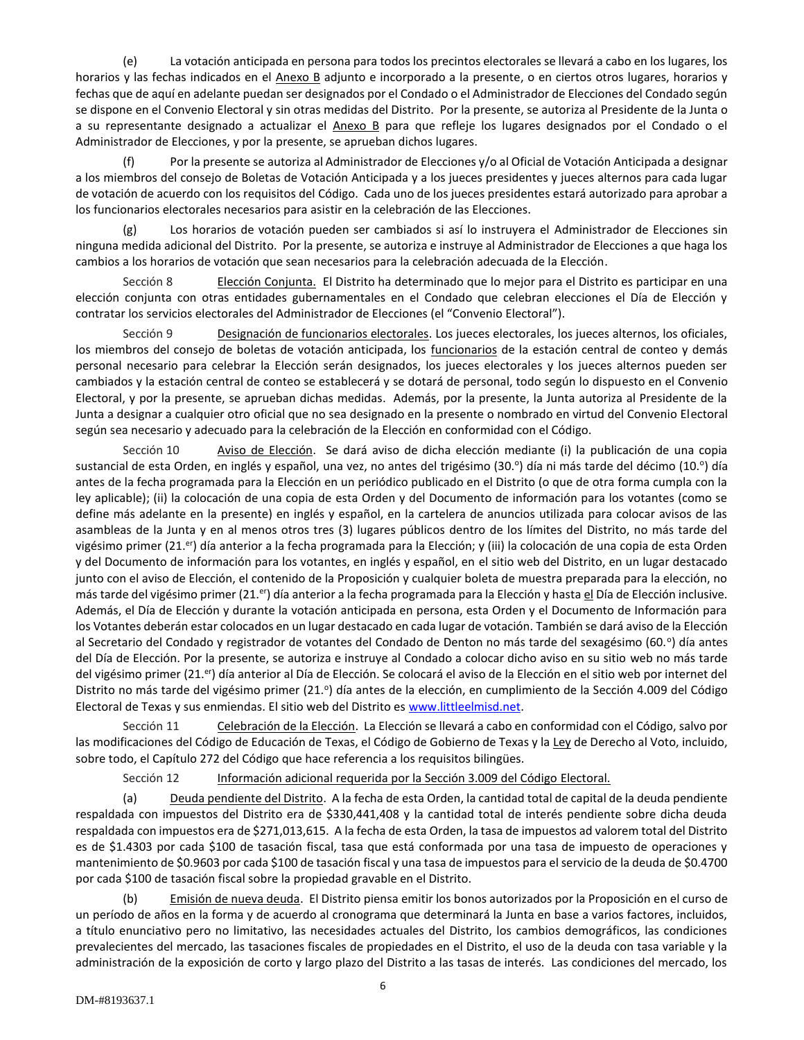(e) La votación anticipada en persona para todos los precintos electorales se llevará a cabo en los lugares, los horarios y las fechas indicados en el Anexo B adjunto e incorporado a la presente, o en ciertos otros lugares, horarios y fechas que de aquí en adelante puedan ser designados por el Condado o el Administrador de Elecciones del Condado según se dispone en el Convenio Electoral y sin otras medidas del Distrito. Por la presente, se autoriza al Presidente de la Junta o a su representante designado a actualizar el Anexo B para que refleje los lugares designados por el Condado o el Administrador de Elecciones, y por la presente, se aprueban dichos lugares.

(f) Por la presente se autoriza al Administrador de Elecciones y/o al Oficial de Votación Anticipada a designar a los miembros del consejo de Boletas de Votación Anticipada y a los jueces presidentes y jueces alternos para cada lugar de votación de acuerdo con los requisitos del Código. Cada uno de los jueces presidentes estará autorizado para aprobar a los funcionarios electorales necesarios para asistir en la celebración de las Elecciones.

(g) Los horarios de votación pueden ser cambiados si así lo instruyera el Administrador de Elecciones sin ninguna medida adicional del Distrito. Por la presente, se autoriza e instruye al Administrador de Elecciones a que haga los cambios a los horarios de votación que sean necesarios para la celebración adecuada de la Elección.

Sección 8 Elección Conjunta. El Distrito ha determinado que lo mejor para el Distrito es participar en una elección conjunta con otras entidades gubernamentales en el Condado que celebran elecciones el Día de Elección y contratar los servicios electorales del Administrador de Elecciones (el "Convenio Electoral").

Sección 9 Designación de funcionarios electorales. Los jueces electorales, los jueces alternos, los oficiales, los miembros del consejo de boletas de votación anticipada, los funcionarios de la estación central de conteo y demás personal necesario para celebrar la Elección serán designados, los jueces electorales y los jueces alternos pueden ser cambiados y la estación central de conteo se establecerá y se dotará de personal, todo según lo dispuesto en el Convenio Electoral, y por la presente, se aprueban dichas medidas. Además, por la presente, la Junta autoriza al Presidente de la Junta a designar a cualquier otro oficial que no sea designado en la presente o nombrado en virtud del Convenio Electoral según sea necesario y adecuado para la celebración de la Elección en conformidad con el Código.

Sección 10 Aviso de Elección. Se dará aviso de dicha elección mediante (i) la publicación de una copia sustancial de esta Orden, en inglés y español, una vez, no antes del trigésimo (30.º) día ni más tarde del décimo (10.º) día antes de la fecha programada para la Elección en un periódico publicado en el Distrito (o que de otra forma cumpla con la ley aplicable); (ii) la colocación de una copia de esta Orden y del Documento de información para los votantes (como se define más adelante en la presente) en inglés y español, en la cartelera de anuncios utilizada para colocar avisos de las asambleas de la Junta y en al menos otros tres (3) lugares públicos dentro de los límites del Distrito, no más tarde del vigésimo primer (21.er) día anterior a la fecha programada para la Elección; y (iii) la colocación de una copia de esta Orden y del Documento de información para los votantes, en inglés y español, en el sitio web del Distrito, en un lugar destacado junto con el aviso de Elección, el contenido de la Proposición y cualquier boleta de muestra preparada para la elección, no más tarde del vigésimo primer (21.er) día anterior a la fecha programada para la Elección y hasta el Día de Elección inclusive. Además, el Día de Elección y durante la votación anticipada en persona, esta Orden y el Documento de Información para los Votantes deberán estar colocados en un lugar destacado en cada lugar de votación. También se dará aviso de la Elección al Secretario del Condado y registrador de votantes del Condado de Denton no más tarde del sexagésimo (60.º) día antes del Día de Elección. Por la presente, se autoriza e instruye al Condado a colocar dicho aviso en su sitio web no más tarde del vigésimo primer (21.er) día anterior al Día de Elección. Se colocará el aviso de la Elección en el sitio web por internet del Distrito no más tarde del vigésimo primer (21.º) día antes de la elección, en cumplimiento de la Sección 4.009 del Código Electoral de Texas y sus enmiendas. El sitio web del Distrito es www.littleelmisd.net.

Sección 11 Celebración de la Elección. La Elección se llevará a cabo en conformidad con el Código, salvo por las modificaciones del Código de Educación de Texas, el Código de Gobierno de Texas y la Ley de Derecho al Voto, incluido, sobre todo, el Capítulo 272 del Código que hace referencia a los requisitos bilingües.

Sección 12 Información adicional requerida por la Sección 3.009 del Código Electoral.

(a) Deuda pendiente del Distrito. A la fecha de esta Orden, la cantidad total de capital de la deuda pendiente respaldada con impuestos del Distrito era de $330,441,408 y la cantidad total de interés pendiente sobre dicha deuda respaldada con impuestos era de $271,013,615. A la fecha de esta Orden, la tasa de impuestos ad valorem total del Distrito es de $1.4303 por cada $100 de tasación fiscal, tasa que está conformada por una tasa de impuesto de operaciones y mantenimiento de $0.9603 por cada $100 de tasación fiscal y una tasa de impuestos para el servicio de la deuda de $0.4700 por cada $100 de tasación fiscal sobre la propiedad gravable en el Distrito.

(b) Emisión de nueva deuda. El Distrito piensa emitir los bonos autorizados por la Proposición en el curso de un período de años en la forma y de acuerdo al cronograma que determinará la Junta en base a varios factores, incluidos, a título enunciativo pero no limitativo, las necesidades actuales del Distrito, los cambios demográficos, las condiciones prevalecientes del mercado, las tasaciones fiscales de propiedades en el Distrito, el uso de la deuda con tasa variable y la administración de la exposición de corto y largo plazo del Distrito a las tasas de interés. Las condiciones del mercado, los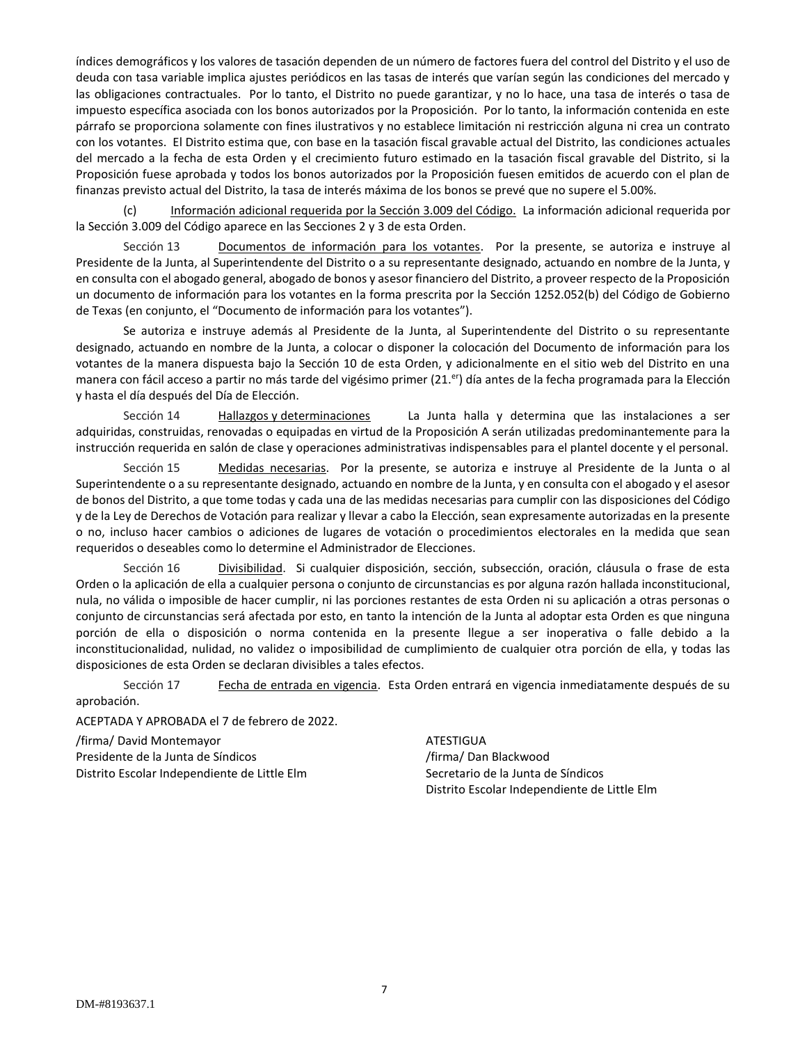índices demográficos y los valores de tasación dependen de un número de factores fuera del control del Distrito y el uso de deuda con tasa variable implica ajustes periódicos en las tasas de interés que varían según las condiciones del mercado y las obligaciones contractuales. Por lo tanto, el Distrito no puede garantizar, y no lo hace, una tasa de interés o tasa de impuesto específica asociada con los bonos autorizados por la Proposición. Por lo tanto, la información contenida en este párrafo se proporciona solamente con fines ilustrativos y no establece limitación ni restricción alguna ni crea un contrato con los votantes. El Distrito estima que, con base en la tasación fiscal gravable actual del Distrito, las condiciones actuales del mercado a la fecha de esta Orden y el crecimiento futuro estimado en la tasación fiscal gravable del Distrito, si la Proposición fuese aprobada y todos los bonos autorizados por la Proposición fuesen emitidos de acuerdo con el plan de finanzas previsto actual del Distrito, la tasa de interés máxima de los bonos se prevé que no supere el 5.00%.

(c) Información adicional requerida por la Sección 3.009 del Código. La información adicional requerida por la Sección 3.009 del Código aparece en las Secciones 2 y 3 de esta Orden.

Sección 13 Documentos de información para los votantes. Por la presente, se autoriza e instruye al Presidente de la Junta, al Superintendente del Distrito o a su representante designado, actuando en nombre de la Junta, y en consulta con el abogado general, abogado de bonos y asesor financiero del Distrito, a proveer respecto de la Proposición un documento de información para los votantes en la forma prescrita por la Sección 1252.052(b) del Código de Gobierno de Texas (en conjunto, el "Documento de información para los votantes").

Se autoriza e instruye además al Presidente de la Junta, al Superintendente del Distrito o su representante designado, actuando en nombre de la Junta, a colocar o disponer la colocación del Documento de información para los votantes de la manera dispuesta bajo la Sección 10 de esta Orden, y adicionalmente en el sitio web del Distrito en una manera con fácil acceso a partir no más tarde del vigésimo primer (21.er) día antes de la fecha programada para la Elección y hasta el día después del Día de Elección.

Sección 14 Hallazgos y determinaciones La Junta halla y determina que las instalaciones a ser adquiridas, construidas, renovadas o equipadas en virtud de la Proposición A serán utilizadas predominantemente para la instrucción requerida en salón de clase y operaciones administrativas indispensables para el plantel docente y el personal.

Sección 15 Medidas necesarias. Por la presente, se autoriza e instruye al Presidente de la Junta o al Superintendente o a su representante designado, actuando en nombre de la Junta, y en consulta con el abogado y el asesor de bonos del Distrito, a que tome todas y cada una de las medidas necesarias para cumplir con las disposiciones del Código y de la Ley de Derechos de Votación para realizar y llevar a cabo la Elección, sean expresamente autorizadas en la presente o no, incluso hacer cambios o adiciones de lugares de votación o procedimientos electorales en la medida que sean requeridos o deseables como lo determine el Administrador de Elecciones.

Sección 16 Divisibilidad. Si cualquier disposición, sección, subsección, oración, cláusula o frase de esta Orden o la aplicación de ella a cualquier persona o conjunto de circunstancias es por alguna razón hallada inconstitucional, nula, no válida o imposible de hacer cumplir, ni las porciones restantes de esta Orden ni su aplicación a otras personas o conjunto de circunstancias será afectada por esto, en tanto la intención de la Junta al adoptar esta Orden es que ninguna porción de ella o disposición o norma contenida en la presente llegue a ser inoperativa o falle debido a la inconstitucionalidad, nulidad, no validez o imposibilidad de cumplimiento de cualquier otra porción de ella, y todas las disposiciones de esta Orden se declaran divisibles a tales efectos.

Sección 17 Fecha de entrada en vigencia. Esta Orden entrará en vigencia inmediatamente después de su aprobación.

ACEPTADA Y APROBADA el 7 de febrero de 2022.

/firma/ David Montemayor
Presidente de la Junta de Síndicos
Distrito Escolar Independiente de Little Elm

ATESTIGUA
/firma/ Dan Blackwood
Secretario de la Junta de Síndicos
Distrito Escolar Independiente de Little Elm

DM-#8193637.1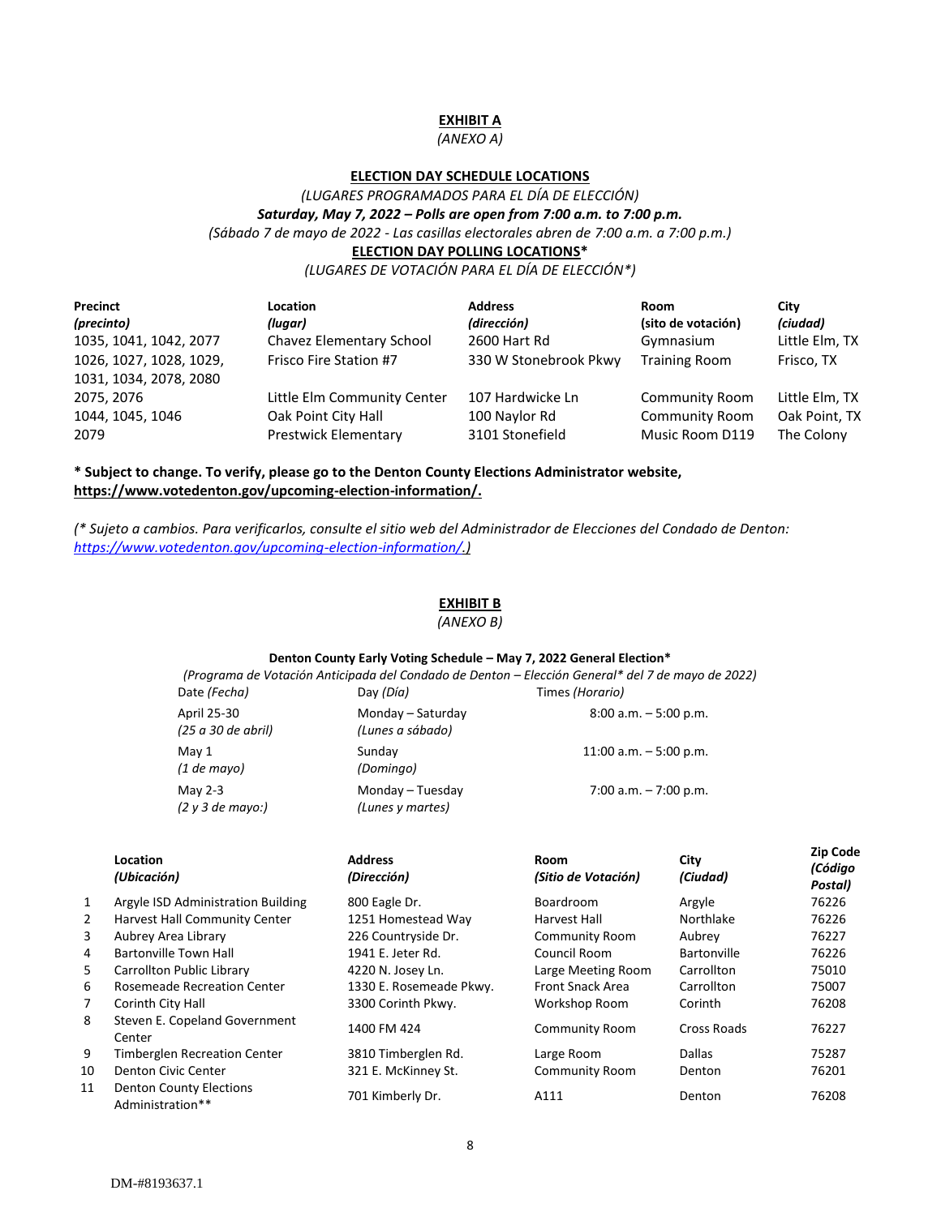**EXHIBIT A**

*(ANEXO A)*

**ELECTION DAY SCHEDULE LOCATIONS**

*(LUGARES PROGRAMADOS PARA EL DÍA DE ELECCIÓN)*

***Saturday, May 7, 2022 – Polls are open from 7:00 a.m. to 7:00 p.m.***

*(Sábado 7 de mayo de 2022 - Las casillas electorales abren de 7:00 a.m. a 7:00 p.m.)*

**ELECTION DAY POLLING LOCATIONS***

*(LUGARES DE VOTACIÓN PARA EL DÍA DE ELECCIÓN*)*

| **Precinct** *(precinto)* | **Location** *(lugar)* | **Address** *(dirección)* | **Room** **(sito de votación)** | **City** *(ciudad)* |
|---|---|---|---|---|
| 1035, 1041, 1042, 2077 | Chavez Elementary School | 2600 Hart Rd | Gymnasium | Little Elm, TX |
| 1026, 1027, 1028, 1029, 1031, 1034, 2078, 2080 | Frisco Fire Station #7 | 330 W Stonebrook Pkwy | Training Room | Frisco, TX |
| 2075, 2076 | Little Elm Community Center | 107 Hardwicke Ln | Community Room | Little Elm, TX |
| 1044, 1045, 1046 | Oak Point City Hall | 100 Naylor Rd | Community Room | Oak Point, TX |
| 2079 | Prestwick Elementary | 3101 Stonefield | Music Room D119 | The Colony |

**\* Subject to change. To verify, please go to the Denton County Elections Administrator website, https://www.votedenton.gov/upcoming-election-information/.**

*(\* Sujeto a cambios. Para verificarlos, consulte el sitio web del Administrador de Elecciones del Condado de Denton: https://www.votedenton.gov/upcoming-election-information/.)*

**EXHIBIT B**

*(ANEXO B)*

**Denton County Early Voting Schedule – May 7, 2022 General Election***

*(Programa de Votación Anticipada del Condado de Denton – Elección General* del 7 de mayo de 2022)*

| Date *(Fecha)* | Day *(Día)* | Times *(Horario)* |
|---|---|---|
| April 25-30 *(25 a 30 de abril)* | Monday – Saturday *(Lunes a sábado)* | 8:00 a.m. – 5:00 p.m. |
| May 1 *(1 de mayo)* | Sunday *(Domingo)* | 11:00 a.m. – 5:00 p.m. |
| May 2-3 *(2 y 3 de mayo:)* | Monday – Tuesday *(Lunes y martes)* | 7:00 a.m. – 7:00 p.m. |

| | **Location** ***(Ubicación)*** | **Address** ***(Dirección)*** | **Room** ***(Sitio de Votación)*** | **City** ***(Ciudad)*** | **Zip Code** ***(Código Postal)*** |
|---|---|---|---|---|---|
| 1 | Argyle ISD Administration Building | 800 Eagle Dr. | Boardroom | Argyle | 76226 |
| 2 | Harvest Hall Community Center | 1251 Homestead Way | Harvest Hall | Northlake | 76226 |
| 3 | Aubrey Area Library | 226 Countryside Dr. | Community Room | Aubrey | 76227 |
| 4 | Bartonville Town Hall | 1941 E. Jeter Rd. | Council Room | Bartonville | 76226 |
| 5 | Carrollton Public Library | 4220 N. Josey Ln. | Large Meeting Room | Carrollton | 75010 |
| 6 | Rosemeade Recreation Center | 1330 E. Rosemeade Pkwy. | Front Snack Area | Carrollton | 75007 |
| 7 | Corinth City Hall | 3300 Corinth Pkwy. | Workshop Room | Corinth | 76208 |
| 8 | Steven E. Copeland Government Center | 1400 FM 424 | Community Room | Cross Roads | 76227 |
| 9 | Timberglen Recreation Center | 3810 Timberglen Rd. | Large Room | Dallas | 75287 |
| 10 | Denton Civic Center | 321 E. McKinney St. | Community Room | Denton | 76201 |
| 11 | Denton County Elections Administration** | 701 Kimberly Dr. | A111 | Denton | 76208 |

DM-#8193637.1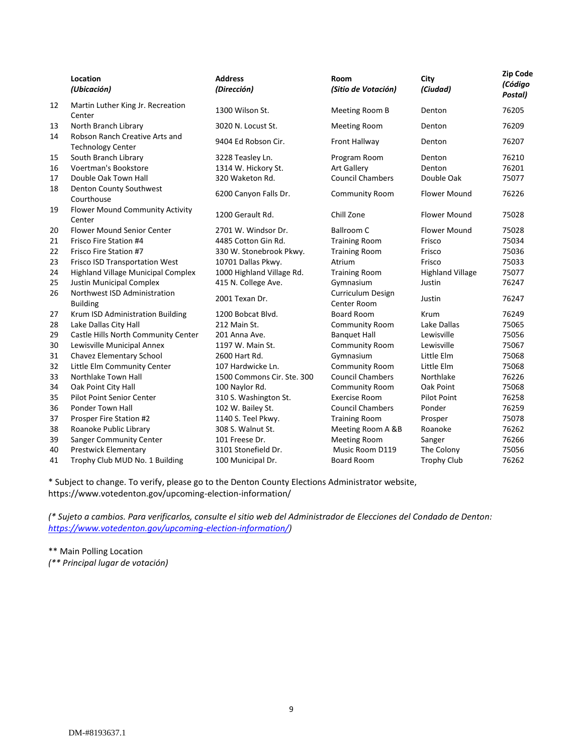| | Location *(Ubicación)* | Address *(Dirección)* | Room *(Sitio de Votación)* | City *(Ciudad)* | Zip Code *(Código Postal)* |
|---|---|---|---|---|---|
| 12 | Martin Luther King Jr. Recreation Center | 1300 Wilson St. | Meeting Room B | Denton | 76205 |
| 13 | North Branch Library | 3020 N. Locust St. | Meeting Room | Denton | 76209 |
| 14 | Robson Ranch Creative Arts and Technology Center | 9404 Ed Robson Cir. | Front Hallway | Denton | 76207 |
| 15 | South Branch Library | 3228 Teasley Ln. | Program Room | Denton | 76210 |
| 16 | Voertman's Bookstore | 1314 W. Hickory St. | Art Gallery | Denton | 76201 |
| 17 | Double Oak Town Hall | 320 Waketon Rd. | Council Chambers | Double Oak | 75077 |
| 18 | Denton County Southwest Courthouse | 6200 Canyon Falls Dr. | Community Room | Flower Mound | 76226 |
| 19 | Flower Mound Community Activity Center | 1200 Gerault Rd. | Chill Zone | Flower Mound | 75028 |
| 20 | Flower Mound Senior Center | 2701 W. Windsor Dr. | Ballroom C | Flower Mound | 75028 |
| 21 | Frisco Fire Station #4 | 4485 Cotton Gin Rd. | Training Room | Frisco | 75034 |
| 22 | Frisco Fire Station #7 | 330 W. Stonebrook Pkwy. | Training Room | Frisco | 75036 |
| 23 | Frisco ISD Transportation West | 10701 Dallas Pkwy. | Atrium | Frisco | 75033 |
| 24 | Highland Village Municipal Complex | 1000 Highland Village Rd. | Training Room | Highland Village | 75077 |
| 25 | Justin Municipal Complex | 415 N. College Ave. | Gymnasium | Justin | 76247 |
| 26 | Northwest ISD Administration Building | 2001 Texan Dr. | Curriculum Design Center Room | Justin | 76247 |
| 27 | Krum ISD Administration Building | 1200 Bobcat Blvd. | Board Room | Krum | 76249 |
| 28 | Lake Dallas City Hall | 212 Main St. | Community Room | Lake Dallas | 75065 |
| 29 | Castle Hills North Community Center | 201 Anna Ave. | Banquet Hall | Lewisville | 75056 |
| 30 | Lewisville Municipal Annex | 1197 W. Main St. | Community Room | Lewisville | 75067 |
| 31 | Chavez Elementary School | 2600 Hart Rd. | Gymnasium | Little Elm | 75068 |
| 32 | Little Elm Community Center | 107 Hardwicke Ln. | Community Room | Little Elm | 75068 |
| 33 | Northlake Town Hall | 1500 Commons Cir. Ste. 300 | Council Chambers | Northlake | 76226 |
| 34 | Oak Point City Hall | 100 Naylor Rd. | Community Room | Oak Point | 75068 |
| 35 | Pilot Point Senior Center | 310 S. Washington St. | Exercise Room | Pilot Point | 76258 |
| 36 | Ponder Town Hall | 102 W. Bailey St. | Council Chambers | Ponder | 76259 |
| 37 | Prosper Fire Station #2 | 1140 S. Teel Pkwy. | Training Room | Prosper | 75078 |
| 38 | Roanoke Public Library | 308 S. Walnut St. | Meeting Room A &B | Roanoke | 76262 |
| 39 | Sanger Community Center | 101 Freese Dr. | Meeting Room | Sanger | 76266 |
| 40 | Prestwick Elementary | 3101 Stonefield Dr. | Music Room D119 | The Colony | 75056 |
| 41 | Trophy Club MUD No. 1 Building | 100 Municipal Dr. | Board Room | Trophy Club | 76262 |

* Subject to change. To verify, please go to the Denton County Elections Administrator website, https://www.votedenton.gov/upcoming-election-information/

*(* Sujeto a cambios. Para verificarlos, consulte el sitio web del Administrador de Elecciones del Condado de Denton: https://www.votedenton.gov/upcoming-election-information/)*

** Main Polling Location

*(** Principal lugar de votación)*

DM-#8193637.1